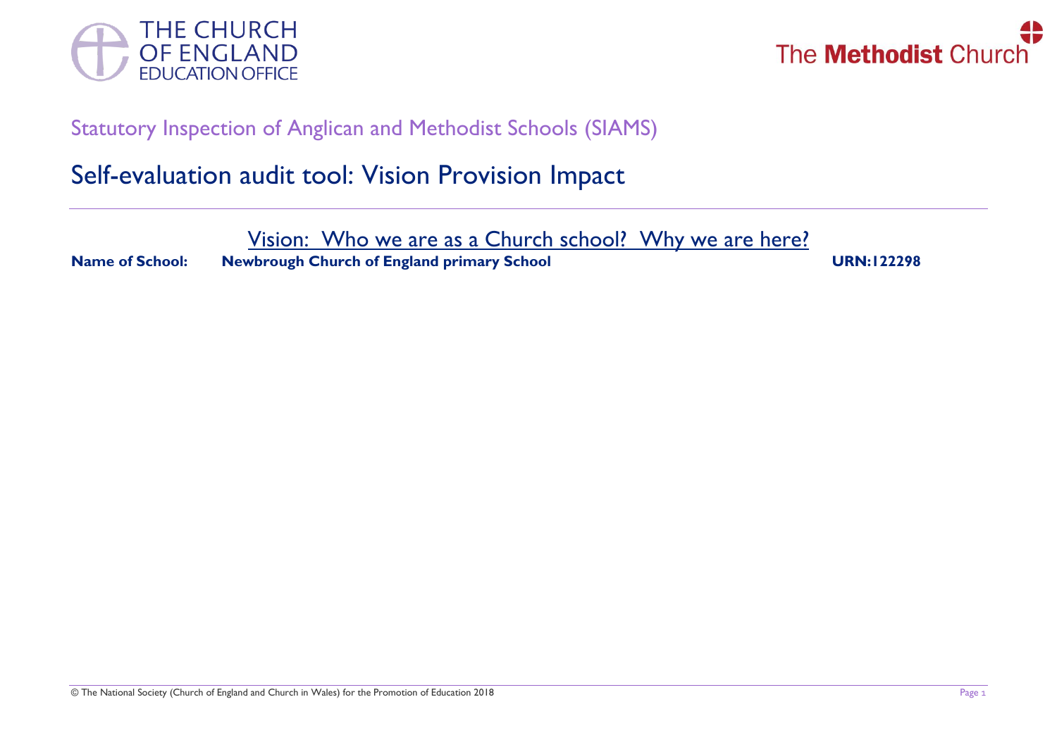THE CHURCH OF ENGLAND EDUCATION OFFICE

The Methodist Church

Statutory Inspection of Anglican and Methodist Schools (SIAMS)

# Self-evaluation audit tool: Vision Provision Impact

## Vision: Who we are as a Church school? Why we are here?

**Name of School:** **Newbrough Church of England primary School** **URN:122298**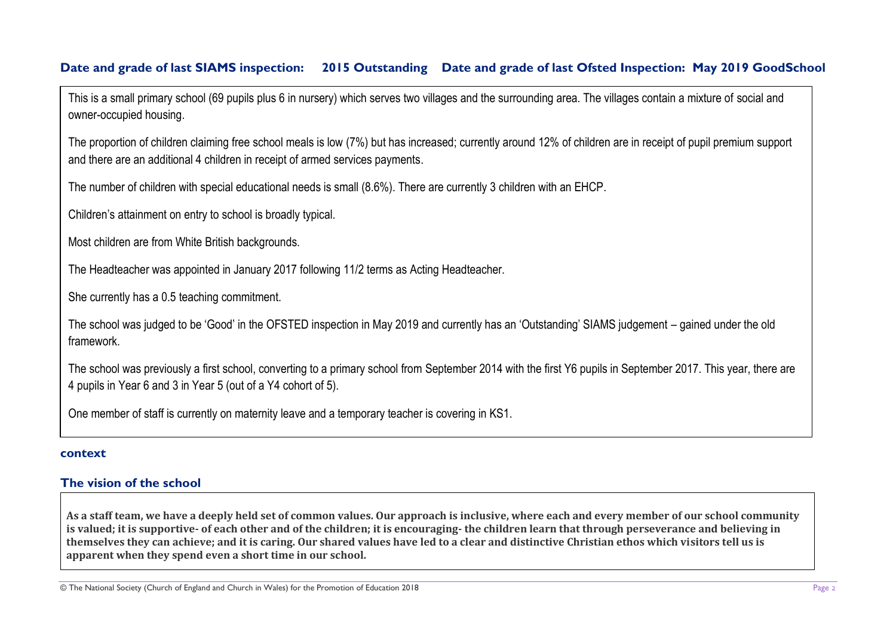**Date and grade of last SIAMS inspection: 2015 Outstanding Date and grade of last Ofsted Inspection: May 2019 GoodSchool**

This is a small primary school (69 pupils plus 6 in nursery) which serves two villages and the surrounding area. The villages contain a mixture of social and owner-occupied housing.

The proportion of children claiming free school meals is low (7%) but has increased; currently around 12% of children are in receipt of pupil premium support and there are an additional 4 children in receipt of armed services payments.

The number of children with special educational needs is small (8.6%). There are currently 3 children with an EHCP.

Children's attainment on entry to school is broadly typical.

Most children are from White British backgrounds.

The Headteacher was appointed in January 2017 following 11/2 terms as Acting Headteacher.

She currently has a 0.5 teaching commitment.

The school was judged to be 'Good' in the OFSTED inspection in May 2019 and currently has an 'Outstanding' SIAMS judgement – gained under the old framework.

The school was previously a first school, converting to a primary school from September 2014 with the first Y6 pupils in September 2017. This year, there are 4 pupils in Year 6 and 3 in Year 5 (out of a Y4 cohort of 5).

One member of staff is currently on maternity leave and a temporary teacher is covering in KS1.

**context**

## The vision of the school

**As a staff team, we have a deeply held set of common values. Our approach is inclusive, where each and every member of our school community is valued; it is supportive- of each other and of the children; it is encouraging- the children learn that through perseverance and believing in themselves they can achieve; and it is caring. Our shared values have led to a clear and distinctive Christian ethos which visitors tell us is apparent when they spend even a short time in our school.**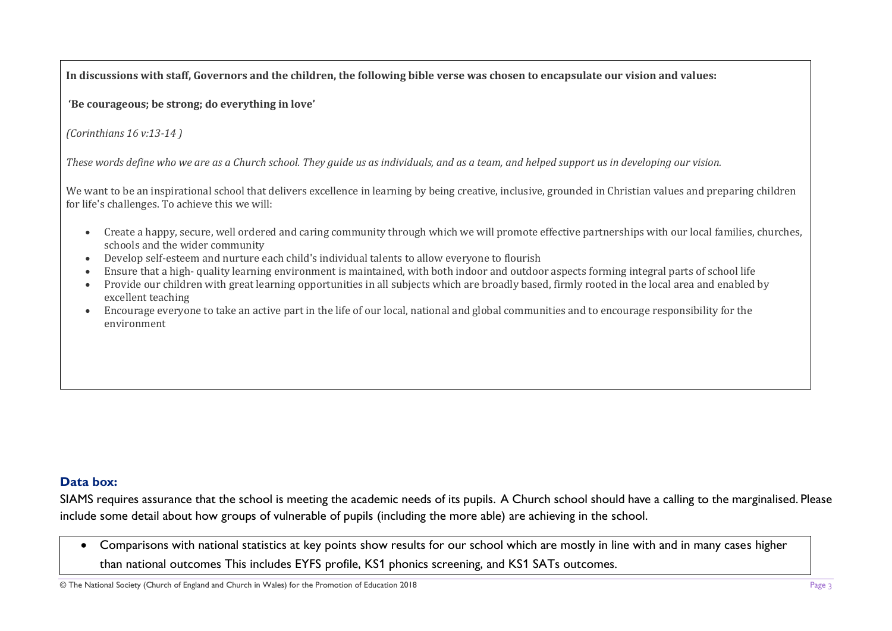**In discussions with staff, Governors and the children, the following bible verse was chosen to encapsulate our vision and values:**

**'Be courageous; be strong; do everything in love'**

*(Corinthians 16 v:13-14 )*

*These words define who we are as a Church school. They guide us as individuals, and as a team, and helped support us in developing our vision.*

We want to be an inspirational school that delivers excellence in learning by being creative, inclusive, grounded in Christian values and preparing children for life's challenges. To achieve this we will:

- Create a happy, secure, well ordered and caring community through which we will promote effective partnerships with our local families, churches, schools and the wider community
- Develop self-esteem and nurture each child's individual talents to allow everyone to flourish
- Ensure that a high- quality learning environment is maintained, with both indoor and outdoor aspects forming integral parts of school life
- Provide our children with great learning opportunities in all subjects which are broadly based, firmly rooted in the local area and enabled by excellent teaching
- Encourage everyone to take an active part in the life of our local, national and global communities and to encourage responsibility for the environment

### Data box:

SIAMS requires assurance that the school is meeting the academic needs of its pupils. A Church school should have a calling to the marginalised. Please include some detail about how groups of vulnerable of pupils (including the more able) are achieving in the school.

- Comparisons with national statistics at key points show results for our school which are mostly in line with and in many cases higher than national outcomes This includes EYFS profile, KS1 phonics screening, and KS1 SATs outcomes.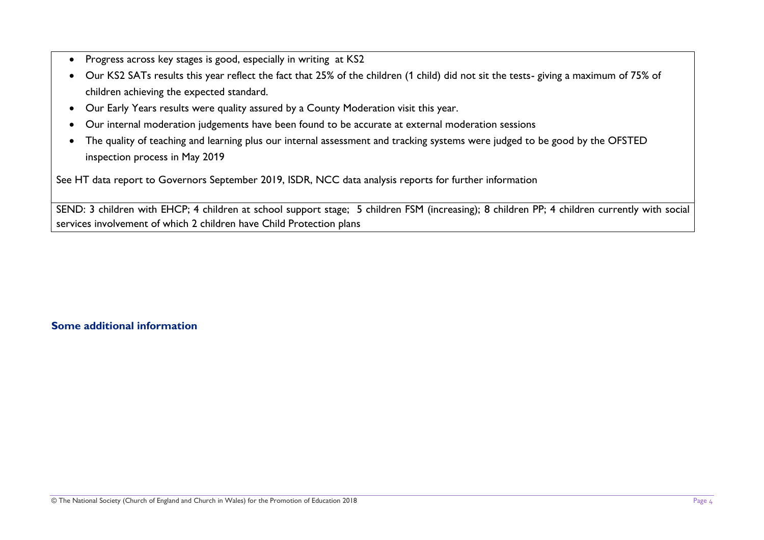- Progress across key stages is good, especially in writing at KS2
- Our KS2 SATs results this year reflect the fact that 25% of the children (1 child) did not sit the tests- giving a maximum of 75% of children achieving the expected standard.
- Our Early Years results were quality assured by a County Moderation visit this year.
- Our internal moderation judgements have been found to be accurate at external moderation sessions
- The quality of teaching and learning plus our internal assessment and tracking systems were judged to be good by the OFSTED inspection process in May 2019

See HT data report to Governors September 2019, ISDR, NCC data analysis reports for further information

SEND: 3 children with EHCP; 4 children at school support stage; 5 children FSM (increasing); 8 children PP; 4 children currently with social services involvement of which 2 children have Child Protection plans

### Some additional information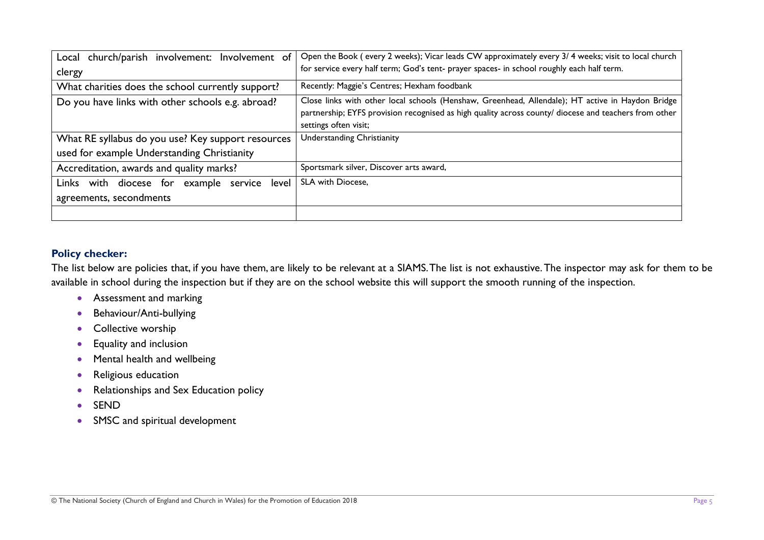| Local church/parish involvement: Involvement of clergy | Open the Book ( every 2 weeks); Vicar leads CW approximately every 3/ 4 weeks; visit to local church for service every half term; God's tent- prayer spaces- in school roughly each half term. |
|---|---|
| What charities does the school currently support? | Recently: Maggie's Centres; Hexham foodbank |
| Do you have links with other schools e.g. abroad? | Close links with other local schools (Henshaw, Greenhead, Allendale); HT active in Haydon Bridge partnership; EYFS provision recognised as high quality across county/ diocese and teachers from other settings often visit; |
| What RE syllabus do you use? Key support resources used for example Understanding Christianity | Understanding Christianity |
| Accreditation, awards and quality marks? | Sportsmark silver, Discover arts award, |
| Links with diocese for example service level agreements, secondments | SLA with Diocese, |
| | |

### Policy checker:

The list below are policies that, if you have them, are likely to be relevant at a SIAMS. The list is not exhaustive. The inspector may ask for them to be available in school during the inspection but if they are on the school website this will support the smooth running of the inspection.

- Assessment and marking
- Behaviour/Anti-bullying
- Collective worship
- Equality and inclusion
- Mental health and wellbeing
- Religious education
- Relationships and Sex Education policy
- SEND
- SMSC and spiritual development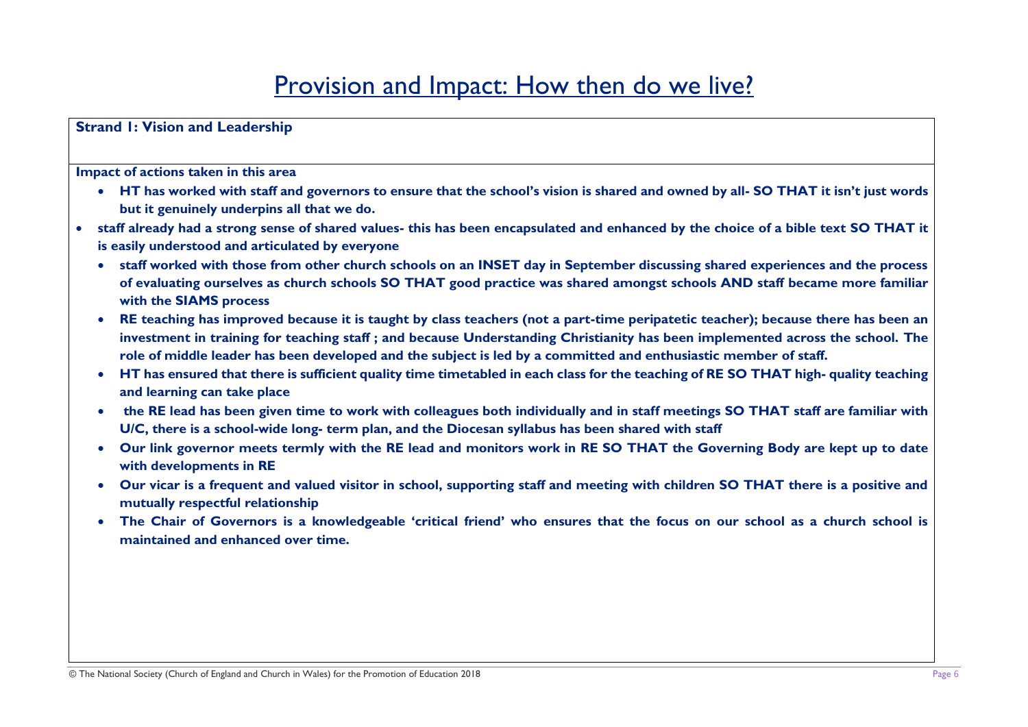# Provision and Impact: How then do we live?

**Strand 1: Vision and Leadership**

**Impact of actions taken in this area**

- **HT has worked with staff and governors to ensure that the school's vision is shared and owned by all- SO THAT it isn't just words but it genuinely underpins all that we do.**
- **staff already had a strong sense of shared values- this has been encapsulated and enhanced by the choice of a bible text SO THAT it is easily understood and articulated by everyone**
- **staff worked with those from other church schools on an INSET day in September discussing shared experiences and the process of evaluating ourselves as church schools SO THAT good practice was shared amongst schools AND staff became more familiar with the SIAMS process**
- **RE teaching has improved because it is taught by class teachers (not a part-time peripatetic teacher); because there has been an investment in training for teaching staff ; and because Understanding Christianity has been implemented across the school. The role of middle leader has been developed and the subject is led by a committed and enthusiastic member of staff.**
- **HT has ensured that there is sufficient quality time timetabled in each class for the teaching of RE SO THAT high- quality teaching and learning can take place**
- **the RE lead has been given time to work with colleagues both individually and in staff meetings SO THAT staff are familiar with U/C, there is a school-wide long- term plan, and the Diocesan syllabus has been shared with staff**
- **Our link governor meets termly with the RE lead and monitors work in RE SO THAT the Governing Body are kept up to date with developments in RE**
- **Our vicar is a frequent and valued visitor in school, supporting staff and meeting with children SO THAT there is a positive and mutually respectful relationship**
- **The Chair of Governors is a knowledgeable 'critical friend' who ensures that the focus on our school as a church school is maintained and enhanced over time.**

© The National Society (Church of England and Church in Wales) for the Promotion of Education 2018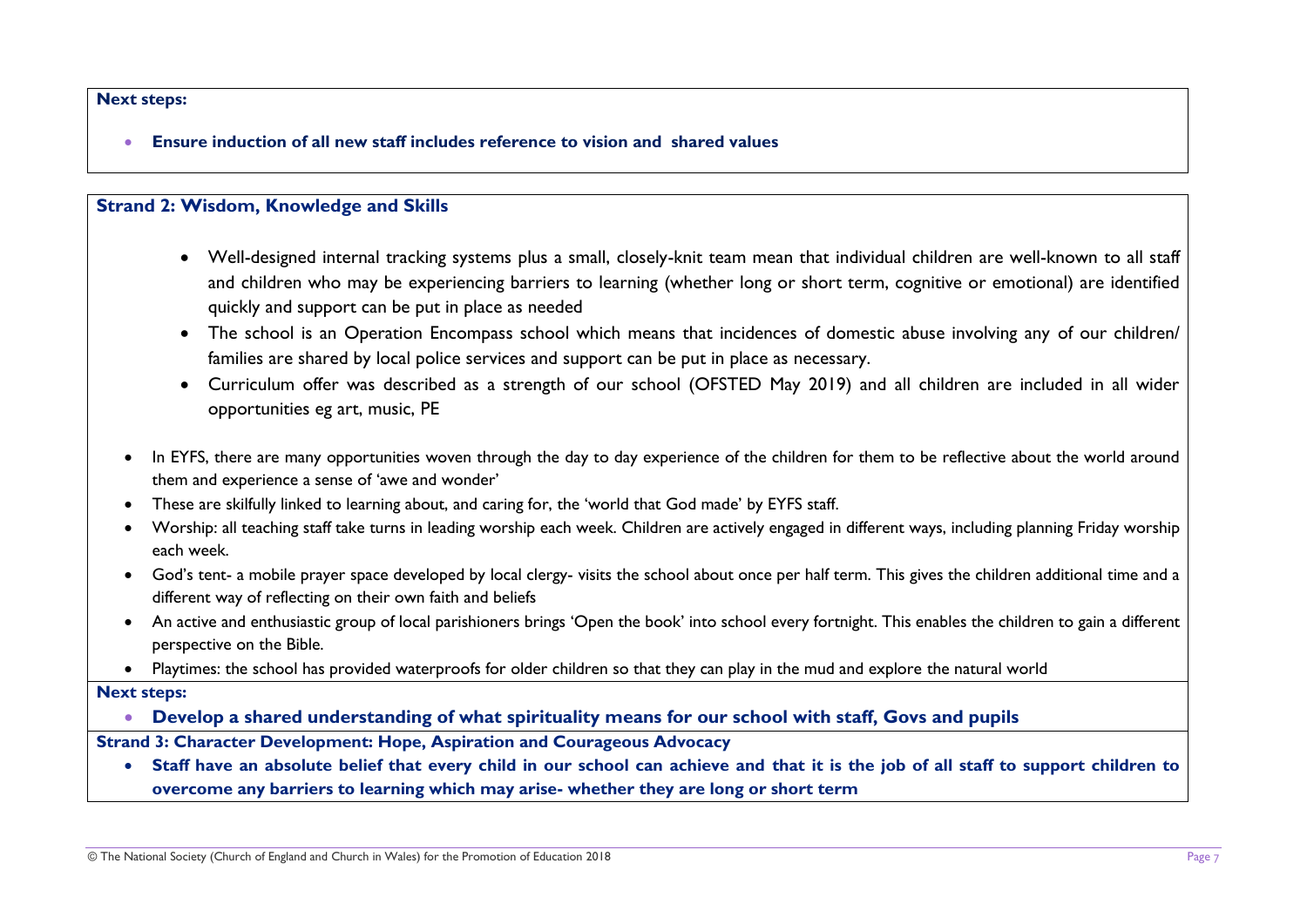**Next steps:**

- **Ensure induction of all new staff includes reference to vision and shared values**

## Strand 2: Wisdom, Knowledge and Skills

- Well-designed internal tracking systems plus a small, closely-knit team mean that individual children are well-known to all staff and children who may be experiencing barriers to learning (whether long or short term, cognitive or emotional) are identified quickly and support can be put in place as needed
- The school is an Operation Encompass school which means that incidences of domestic abuse involving any of our children/ families are shared by local police services and support can be put in place as necessary.
- Curriculum offer was described as a strength of our school (OFSTED May 2019) and all children are included in all wider opportunities eg art, music, PE

- In EYFS, there are many opportunities woven through the day to day experience of the children for them to be reflective about the world around them and experience a sense of 'awe and wonder'
- These are skilfully linked to learning about, and caring for, the 'world that God made' by EYFS staff.
- Worship: all teaching staff take turns in leading worship each week. Children are actively engaged in different ways, including planning Friday worship each week.
- God's tent- a mobile prayer space developed by local clergy- visits the school about once per half term. This gives the children additional time and a different way of reflecting on their own faith and beliefs
- An active and enthusiastic group of local parishioners brings 'Open the book' into school every fortnight. This enables the children to gain a different perspective on the Bible.
- Playtimes: the school has provided waterproofs for older children so that they can play in the mud and explore the natural world

**Next steps:**

- **Develop a shared understanding of what spirituality means for our school with staff, Govs and pupils**

## Strand 3: Character Development: Hope, Aspiration and Courageous Advocacy

- **Staff have an absolute belief that every child in our school can achieve and that it is the job of all staff to support children to overcome any barriers to learning which may arise- whether they are long or short term**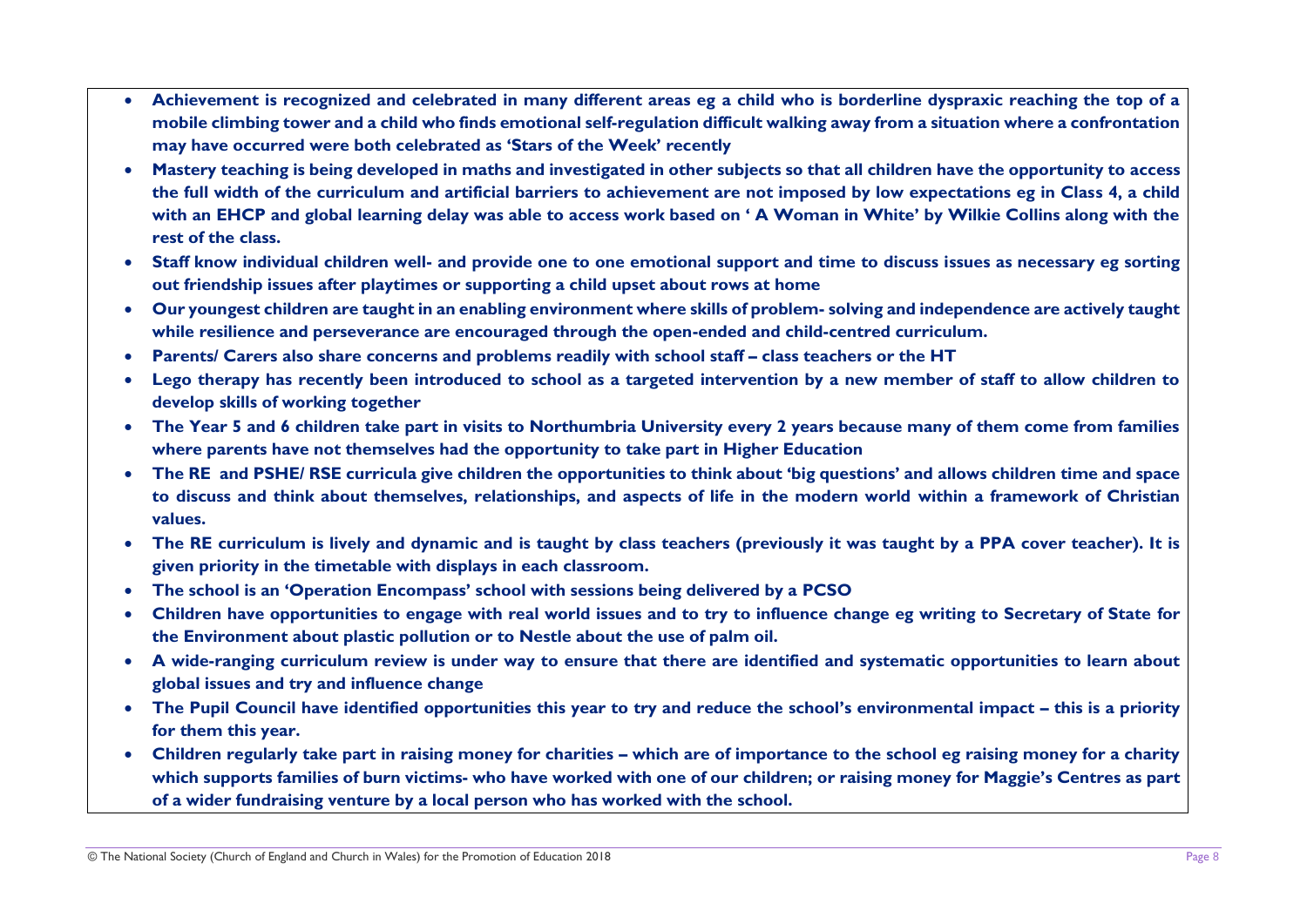- **Achievement is recognized and celebrated in many different areas eg a child who is borderline dyspraxic reaching the top of a mobile climbing tower and a child who finds emotional self-regulation difficult walking away from a situation where a confrontation may have occurred were both celebrated as 'Stars of the Week' recently**
- **Mastery teaching is being developed in maths and investigated in other subjects so that all children have the opportunity to access the full width of the curriculum and artificial barriers to achievement are not imposed by low expectations eg in Class 4, a child with an EHCP and global learning delay was able to access work based on ' A Woman in White' by Wilkie Collins along with the rest of the class.**
- **Staff know individual children well- and provide one to one emotional support and time to discuss issues as necessary eg sorting out friendship issues after playtimes or supporting a child upset about rows at home**
- **Our youngest children are taught in an enabling environment where skills of problem- solving and independence are actively taught while resilience and perseverance are encouraged through the open-ended and child-centred curriculum.**
- **Parents/ Carers also share concerns and problems readily with school staff – class teachers or the HT**
- **Lego therapy has recently been introduced to school as a targeted intervention by a new member of staff to allow children to develop skills of working together**
- **The Year 5 and 6 children take part in visits to Northumbria University every 2 years because many of them come from families where parents have not themselves had the opportunity to take part in Higher Education**
- **The RE and PSHE/ RSE curricula give children the opportunities to think about 'big questions' and allows children time and space to discuss and think about themselves, relationships, and aspects of life in the modern world within a framework of Christian values.**
- **The RE curriculum is lively and dynamic and is taught by class teachers (previously it was taught by a PPA cover teacher). It is given priority in the timetable with displays in each classroom.**
- **The school is an 'Operation Encompass' school with sessions being delivered by a PCSO**
- **Children have opportunities to engage with real world issues and to try to influence change eg writing to Secretary of State for the Environment about plastic pollution or to Nestle about the use of palm oil.**
- **A wide-ranging curriculum review is under way to ensure that there are identified and systematic opportunities to learn about global issues and try and influence change**
- **The Pupil Council have identified opportunities this year to try and reduce the school's environmental impact – this is a priority for them this year.**
- **Children regularly take part in raising money for charities – which are of importance to the school eg raising money for a charity which supports families of burn victims- who have worked with one of our children; or raising money for Maggie's Centres as part of a wider fundraising venture by a local person who has worked with the school.**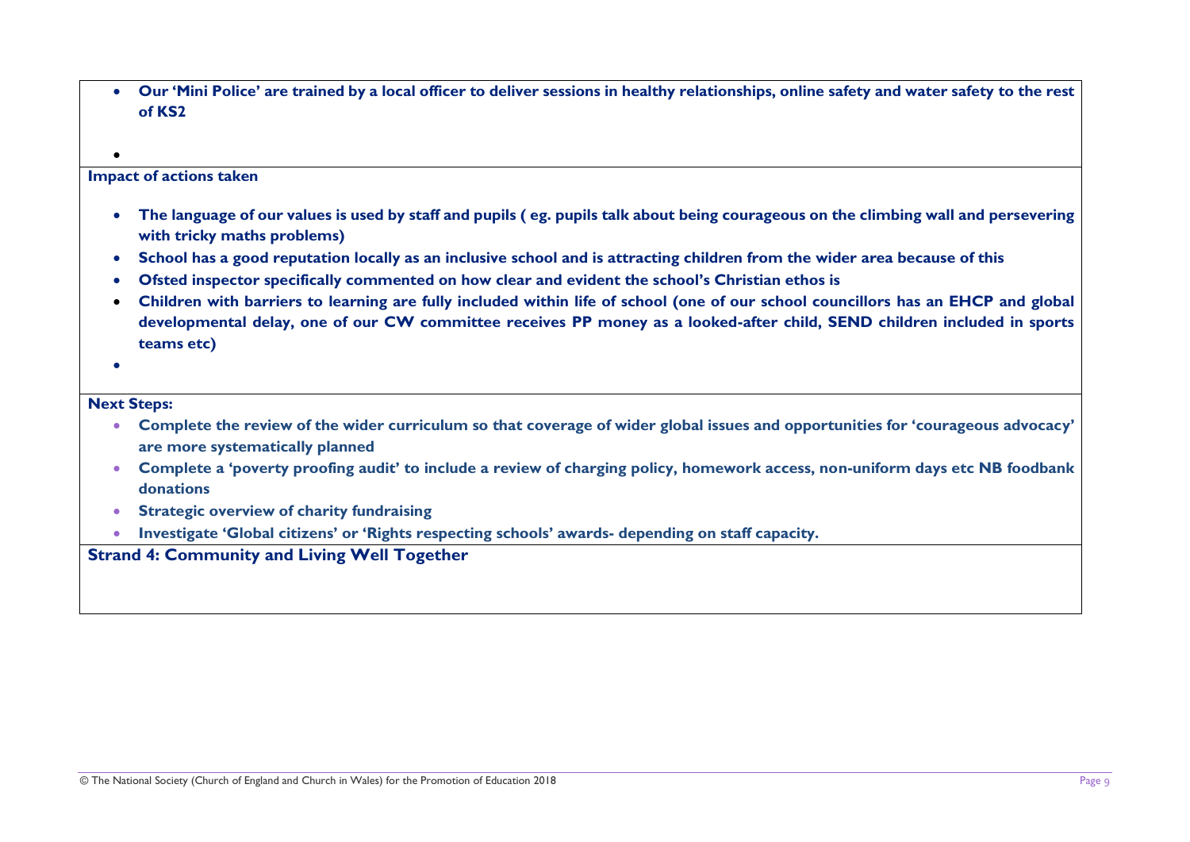- **Our 'Mini Police' are trained by a local officer to deliver sessions in healthy relationships, online safety and water safety to the rest of KS2**

**Impact of actions taken**

- **The language of our values is used by staff and pupils ( eg. pupils talk about being courageous on the climbing wall and persevering with tricky maths problems)**
- **School has a good reputation locally as an inclusive school and is attracting children from the wider area because of this**
- **Ofsted inspector specifically commented on how clear and evident the school's Christian ethos is**
- **Children with barriers to learning are fully included within life of school (one of our school councillors has an EHCP and global developmental delay, one of our CW committee receives PP money as a looked-after child, SEND children included in sports teams etc)**

**Next Steps:**

- **Complete the review of the wider curriculum so that coverage of wider global issues and opportunities for 'courageous advocacy' are more systematically planned**
- **Complete a 'poverty proofing audit' to include a review of charging policy, homework access, non-uniform days etc NB foodbank donations**
- **Strategic overview of charity fundraising**
- **Investigate 'Global citizens' or 'Rights respecting schools' awards- depending on staff capacity.**

**Strand 4: Community and Living Well Together**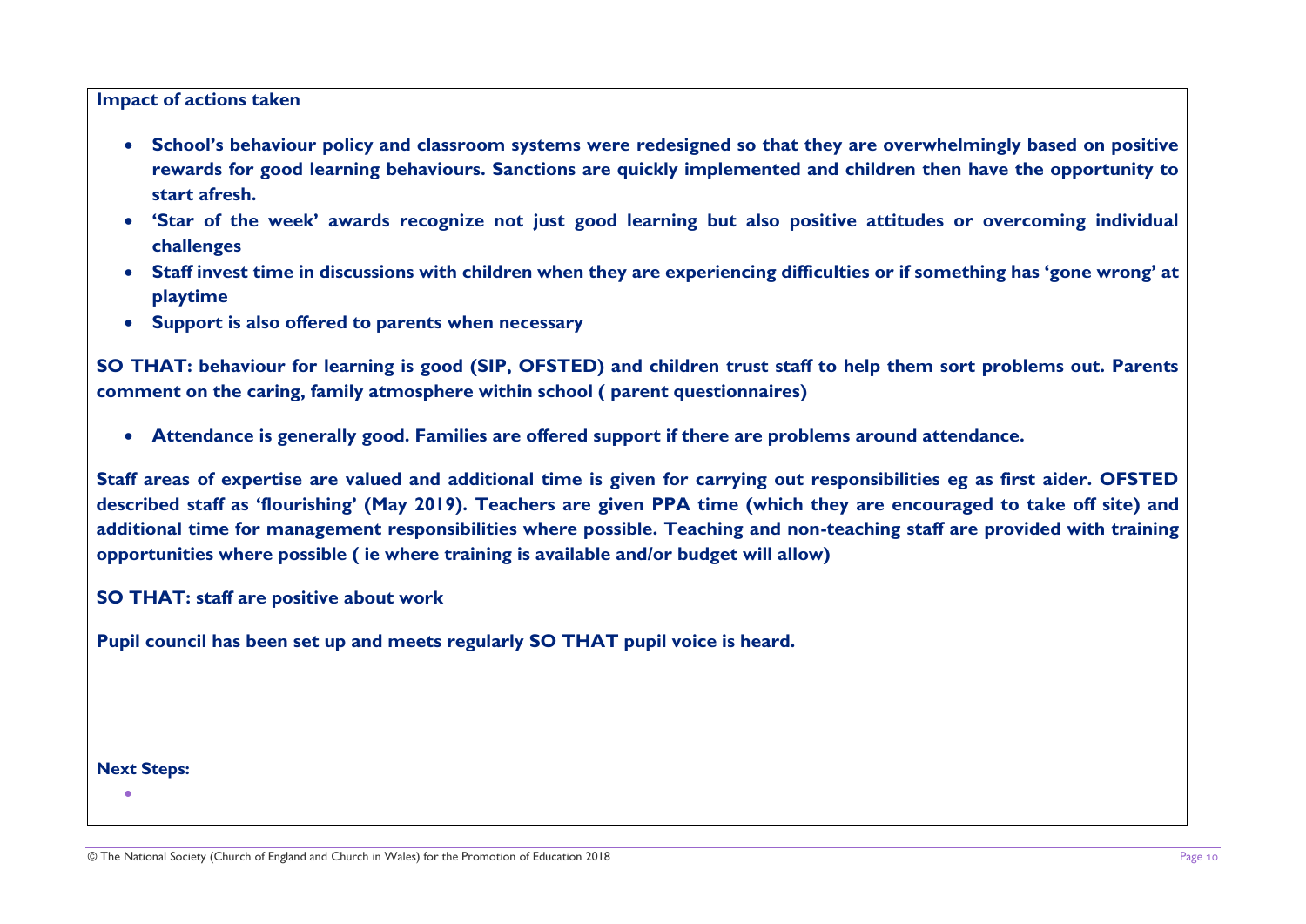**Impact of actions taken**

- **School's behaviour policy and classroom systems were redesigned so that they are overwhelmingly based on positive rewards for good learning behaviours. Sanctions are quickly implemented and children then have the opportunity to start afresh.**
- **'Star of the week' awards recognize not just good learning but also positive attitudes or overcoming individual challenges**
- **Staff invest time in discussions with children when they are experiencing difficulties or if something has 'gone wrong' at playtime**
- **Support is also offered to parents when necessary**

**SO THAT: behaviour for learning is good (SIP, OFSTED) and children trust staff to help them sort problems out. Parents comment on the caring, family atmosphere within school ( parent questionnaires)**

- **Attendance is generally good. Families are offered support if there are problems around attendance.**

**Staff areas of expertise are valued and additional time is given for carrying out responsibilities eg as first aider. OFSTED described staff as 'flourishing' (May 2019). Teachers are given PPA time (which they are encouraged to take off site) and additional time for management responsibilities where possible. Teaching and non-teaching staff are provided with training opportunities where possible ( ie where training is available and/or budget will allow)**

**SO THAT: staff are positive about work**

**Pupil council has been set up and meets regularly SO THAT pupil voice is heard.**

**Next Steps:**

-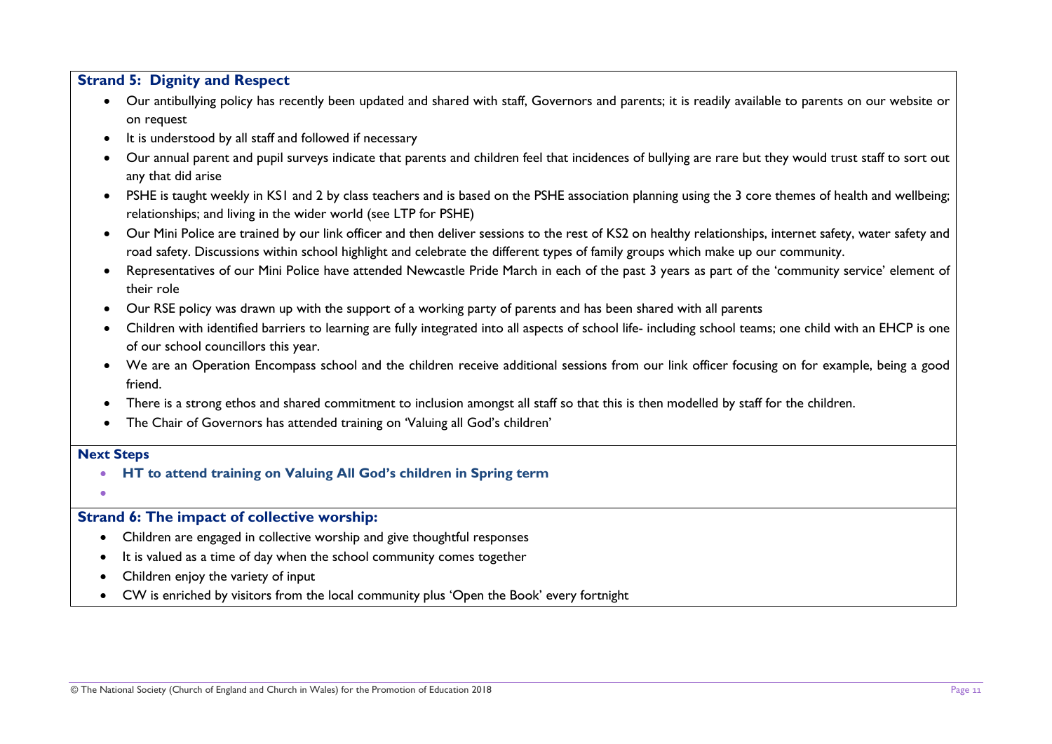**Strand 5: Dignity and Respect**

- Our antibullying policy has recently been updated and shared with staff, Governors and parents; it is readily available to parents on our website or on request
- It is understood by all staff and followed if necessary
- Our annual parent and pupil surveys indicate that parents and children feel that incidences of bullying are rare but they would trust staff to sort out any that did arise
- PSHE is taught weekly in KS1 and 2 by class teachers and is based on the PSHE association planning using the 3 core themes of health and wellbeing; relationships; and living in the wider world (see LTP for PSHE)
- Our Mini Police are trained by our link officer and then deliver sessions to the rest of KS2 on healthy relationships, internet safety, water safety and road safety. Discussions within school highlight and celebrate the different types of family groups which make up our community.
- Representatives of our Mini Police have attended Newcastle Pride March in each of the past 3 years as part of the 'community service' element of their role
- Our RSE policy was drawn up with the support of a working party of parents and has been shared with all parents
- Children with identified barriers to learning are fully integrated into all aspects of school life- including school teams; one child with an EHCP is one of our school councillors this year.
- We are an Operation Encompass school and the children receive additional sessions from our link officer focusing on for example, being a good friend.
- There is a strong ethos and shared commitment to inclusion amongst all staff so that this is then modelled by staff for the children.
- The Chair of Governors has attended training on 'Valuing all God's children'

**Next Steps**

- **HT to attend training on Valuing All God's children in Spring term**

**Strand 6: The impact of collective worship:**

- Children are engaged in collective worship and give thoughtful responses
- It is valued as a time of day when the school community comes together
- Children enjoy the variety of input
- CW is enriched by visitors from the local community plus 'Open the Book' every fortnight

© The National Society (Church of England and Church in Wales) for the Promotion of Education 2018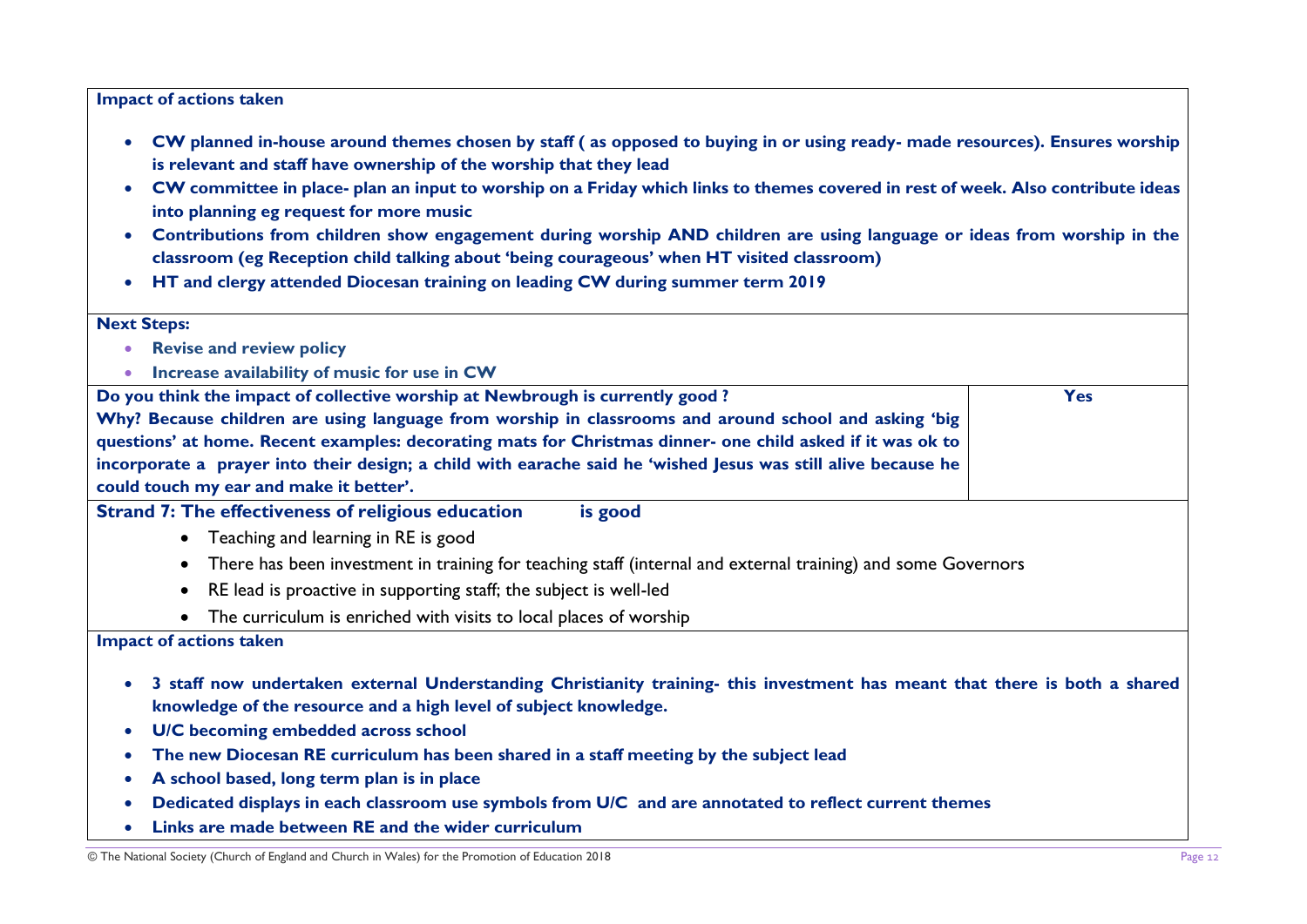**Impact of actions taken**

- **CW planned in-house around themes chosen by staff ( as opposed to buying in or using ready- made resources). Ensures worship is relevant and staff have ownership of the worship that they lead**
- **CW committee in place- plan an input to worship on a Friday which links to themes covered in rest of week. Also contribute ideas into planning eg request for more music**
- **Contributions from children show engagement during worship AND children are using language or ideas from worship in the classroom (eg Reception child talking about 'being courageous' when HT visited classroom)**
- **HT and clergy attended Diocesan training on leading CW during summer term 2019**

**Next Steps:**

- **Revise and review policy**
- **Increase availability of music for use in CW**

| **Do you think the impact of collective worship at Newbrough is currently good ?** **Why? Because children are using language from worship in classrooms and around school and asking 'big questions' at home. Recent examples: decorating mats for Christmas dinner- one child asked if it was ok to incorporate a prayer into their design; a child with earache said he 'wished Jesus was still alive because he could touch my ear and make it better'.** | **Yes** |
|---|---|

**Strand 7: The effectiveness of religious education is good**

- Teaching and learning in RE is good
- There has been investment in training for teaching staff (internal and external training) and some Governors
- RE lead is proactive in supporting staff; the subject is well-led
- The curriculum is enriched with visits to local places of worship

**Impact of actions taken**

- **3 staff now undertaken external Understanding Christianity training- this investment has meant that there is both a shared knowledge of the resource and a high level of subject knowledge.**
- **U/C becoming embedded across school**
- **The new Diocesan RE curriculum has been shared in a staff meeting by the subject lead**
- **A school based, long term plan is in place**
- **Dedicated displays in each classroom use symbols from U/C and are annotated to reflect current themes**
- **Links are made between RE and the wider curriculum**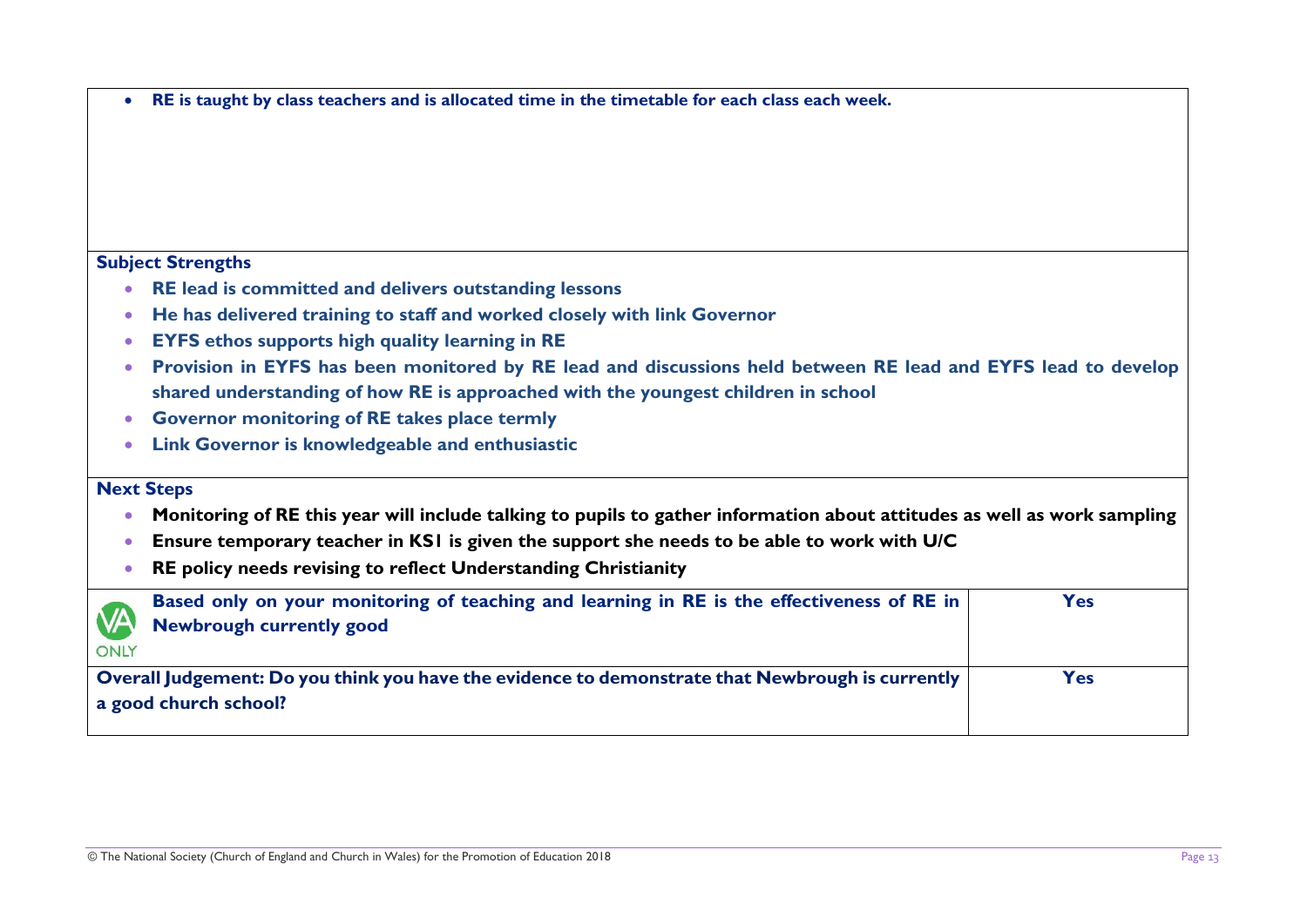- **RE is taught by class teachers and is allocated time in the timetable for each class each week.**

**Subject Strengths**

- **RE lead is committed and delivers outstanding lessons**
- **He has delivered training to staff and worked closely with link Governor**
- **EYFS ethos supports high quality learning in RE**
- **Provision in EYFS has been monitored by RE lead and discussions held between RE lead and EYFS lead to develop shared understanding of how RE is approached with the youngest children in school**
- **Governor monitoring of RE takes place termly**
- **Link Governor is knowledgeable and enthusiastic**

**Next Steps**

- **Monitoring of RE this year will include talking to pupils to gather information about attitudes as well as work sampling**
- **Ensure temporary teacher in KS1 is given the support she needs to be able to work with U/C**
- **RE policy needs revising to reflect Understanding Christianity**

| | |
|---|---|
| VA ONLY **Based only on your monitoring of teaching and learning in RE is the effectiveness of RE in Newbrough currently good** | **Yes** |
| **Overall Judgement: Do you think you have the evidence to demonstrate that Newbrough is currently a good church school?** | **Yes** |

© The National Society (Church of England and Church in Wales) for the Promotion of Education 2018